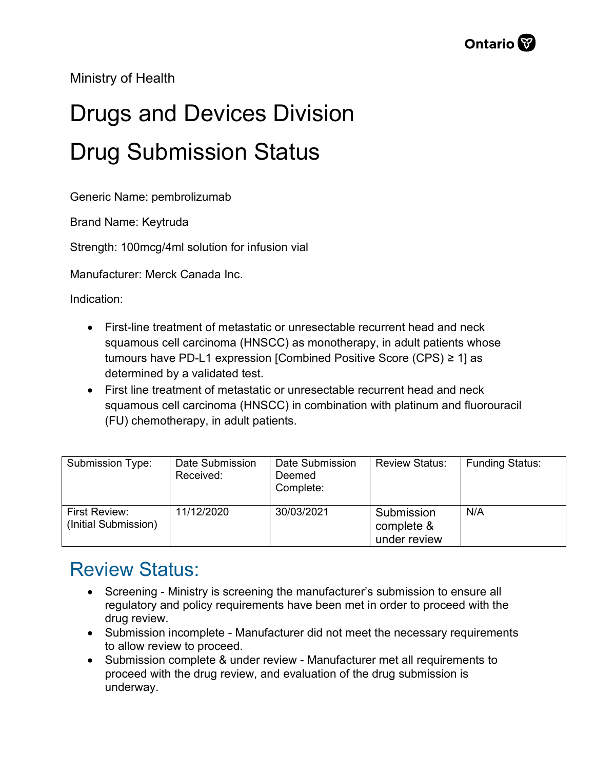Ministry of Health

# Drugs and Devices Division

# Drug Submission Status

Generic Name: pembrolizumab

Brand Name: Keytruda

Strength: 100mcg/4ml solution for infusion vial

Manufacturer: Merck Canada Inc.

Indication:

- First-line treatment of metastatic or unresectable recurrent head and neck squamous cell carcinoma (HNSCC) as monotherapy, in adult patients whose tumours have PD-L1 expression [Combined Positive Score (CPS) ≥ 1] as determined by a validated test.
- First line treatment of metastatic or unresectable recurrent head and neck squamous cell carcinoma (HNSCC) in combination with platinum and fluorouracil (FU) chemotherapy, in adult patients.

| Submission Type: | Date Submission Received: | Date Submission Deemed Complete: | Review Status: | Funding Status: |
|---|---|---|---|---|
| First Review: (Initial Submission) | 11/12/2020 | 30/03/2021 | Submission complete & under review | N/A |

## Review Status:

- Screening - Ministry is screening the manufacturer's submission to ensure all regulatory and policy requirements have been met in order to proceed with the drug review.
- Submission incomplete - Manufacturer did not meet the necessary requirements to allow review to proceed.
- Submission complete & under review - Manufacturer met all requirements to proceed with the drug review, and evaluation of the drug submission is underway.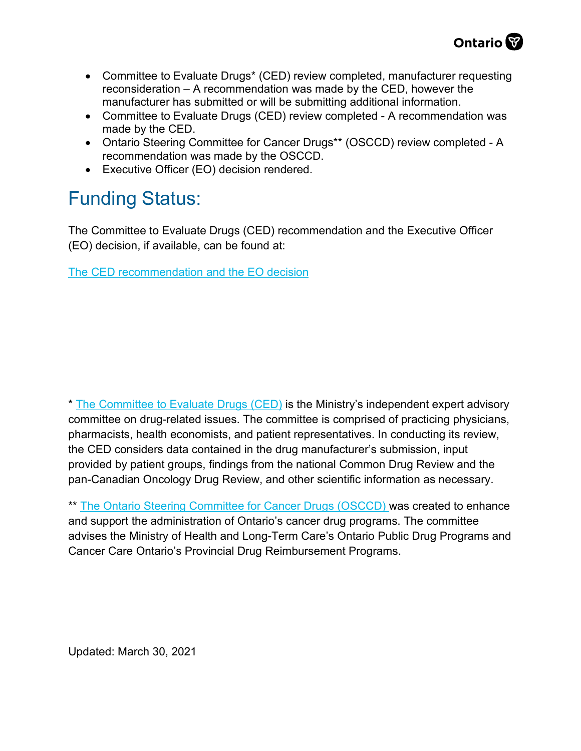- Committee to Evaluate Drugs* (CED) review completed, manufacturer requesting reconsideration – A recommendation was made by the CED, however the manufacturer has submitted or will be submitting additional information.
- Committee to Evaluate Drugs (CED) review completed - A recommendation was made by the CED.
- Ontario Steering Committee for Cancer Drugs** (OSCCD) review completed - A recommendation was made by the OSCCD.
- Executive Officer (EO) decision rendered.

# Funding Status:

The Committee to Evaluate Drugs (CED) recommendation and the Executive Officer (EO) decision, if available, can be found at:

The CED recommendation and the EO decision

* The Committee to Evaluate Drugs (CED) is the Ministry's independent expert advisory committee on drug-related issues. The committee is comprised of practicing physicians, pharmacists, health economists, and patient representatives. In conducting its review, the CED considers data contained in the drug manufacturer's submission, input provided by patient groups, findings from the national Common Drug Review and the pan-Canadian Oncology Drug Review, and other scientific information as necessary.

** The Ontario Steering Committee for Cancer Drugs (OSCCD) was created to enhance and support the administration of Ontario's cancer drug programs. The committee advises the Ministry of Health and Long-Term Care's Ontario Public Drug Programs and Cancer Care Ontario's Provincial Drug Reimbursement Programs.

Updated: March 30, 2021